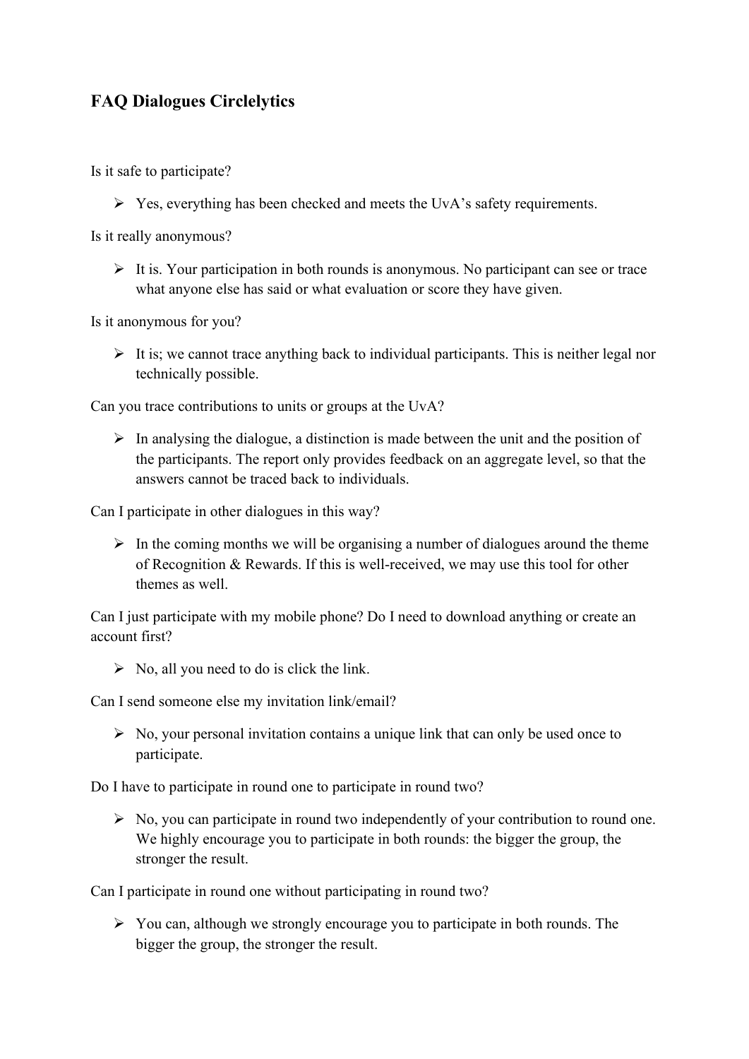# FAQ Dialogues Circlelytics

Is it safe to participate?

- Yes, everything has been checked and meets the UvA's safety requirements.

Is it really anonymous?

- It is. Your participation in both rounds is anonymous. No participant can see or trace what anyone else has said or what evaluation or score they have given.

Is it anonymous for you?

- It is; we cannot trace anything back to individual participants. This is neither legal nor technically possible.

Can you trace contributions to units or groups at the UvA?

- In analysing the dialogue, a distinction is made between the unit and the position of the participants. The report only provides feedback on an aggregate level, so that the answers cannot be traced back to individuals.

Can I participate in other dialogues in this way?

- In the coming months we will be organising a number of dialogues around the theme of Recognition & Rewards. If this is well-received, we may use this tool for other themes as well.

Can I just participate with my mobile phone? Do I need to download anything or create an account first?

- No, all you need to do is click the link.

Can I send someone else my invitation link/email?

- No, your personal invitation contains a unique link that can only be used once to participate.

Do I have to participate in round one to participate in round two?

- No, you can participate in round two independently of your contribution to round one. We highly encourage you to participate in both rounds: the bigger the group, the stronger the result.

Can I participate in round one without participating in round two?

- You can, although we strongly encourage you to participate in both rounds. The bigger the group, the stronger the result.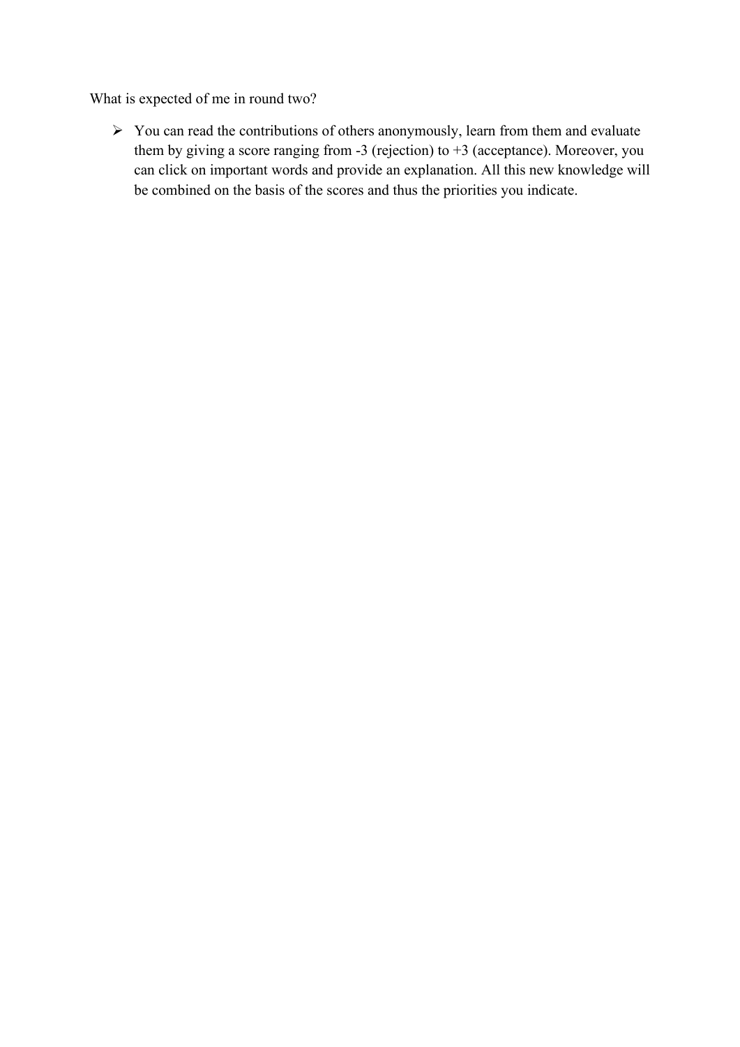What is expected of me in round two?

- You can read the contributions of others anonymously, learn from them and evaluate them by giving a score ranging from -3 (rejection) to +3 (acceptance). Moreover, you can click on important words and provide an explanation. All this new knowledge will be combined on the basis of the scores and thus the priorities you indicate.